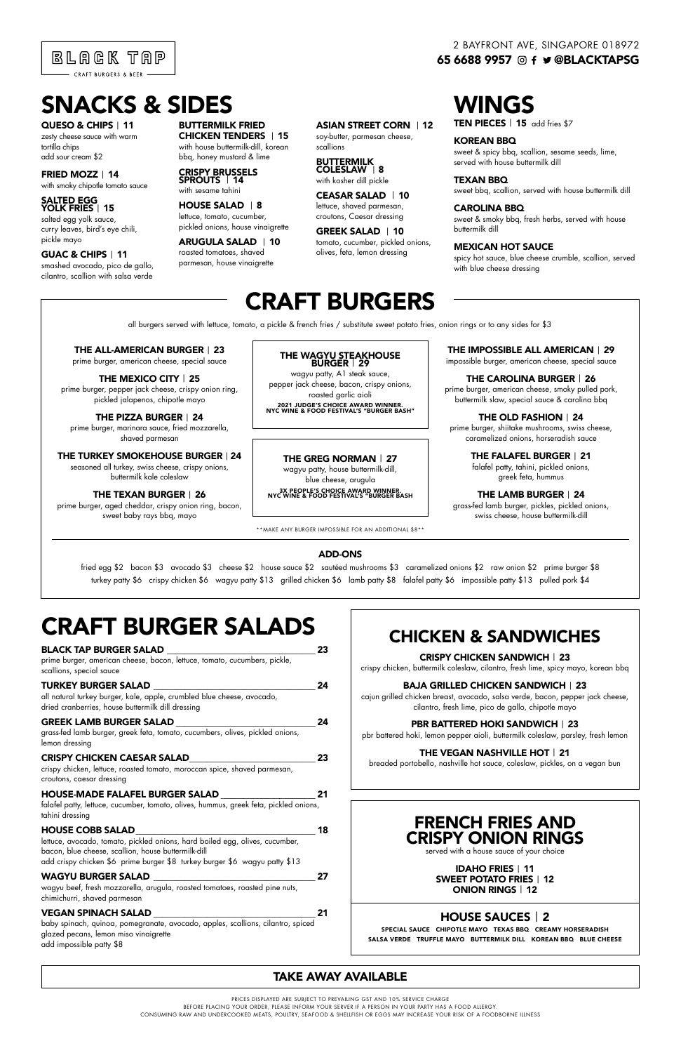BLACK TAP

CRAFT BURGERS & BEER

2 BAYFRONT AVE, SINGAPORE 018972

**65 6688 9957 @BLACKTAPSG**

# SNACKS & SIDES

**QUESO & CHIPS | 11**
zesty cheese sauce with warm tortilla chips
add sour cream $2

**FRIED MOZZ | 14**
with smoky chipotle tomato sauce

**SALTED EGG YOLK FRIES | 15**
salted egg yolk sauce, curry leaves, bird's eye chili, pickle mayo

**GUAC & CHIPS | 11**
smashed avocado, pico de gallo, cilantro, scallion with salsa verde

**BUTTERMILK FRIED CHICKEN TENDERS | 15**
with house buttermilk-dill, korean bbq, honey mustard & lime

**CRISPY BRUSSELS SPROUTS | 14**
with sesame tahini

**HOUSE SALAD | 8**
lettuce, tomato, cucumber, pickled onions, house vinaigrette

**ARUGULA SALAD | 10**
roasted tomatoes, shaved parmesan, house vinaigrette

**ASIAN STREET CORN | 12**
soy-butter, parmesan cheese, scallions

**BUTTERMILK COLESLAW | 8**
with kosher dill pickle

**CEASAR SALAD | 10**
lettuce, shaved parmesan, croutons, Caesar dressing

**GREEK SALAD | 10**
tomato, cucumber, pickled onions, olives, feta, lemon dressing

# WINGS

**TEN PIECES | 15** add fries $7

**KOREAN BBQ**
sweet & spicy bbq, scallion, sesame seeds, lime, served with house buttermilk dill

**TEXAN BBQ**
sweet bbq, scallion, served with house buttermilk dill

**CAROLINA BBQ**
sweet & smoky bbq, fresh herbs, served with house buttermilk dill

**MEXICAN HOT SAUCE**
spicy hot sauce, blue cheese crumble, scallion, served with blue cheese dressing

# CRAFT BURGERS

all burgers served with lettuce, tomato, a pickle & french fries / substitute sweet potato fries, onion rings or to any sides for $3

**THE ALL-AMERICAN BURGER | 23**
prime burger, american cheese, special sauce

**THE MEXICO CITY | 25**
prime burger, pepper jack cheese, crispy onion ring, pickled jalapenos, chipotle mayo

**THE PIZZA BURGER | 24**
prime burger, marinara sauce, fried mozzarella, shaved parmesan

**THE TURKEY SMOKEHOUSE BURGER | 24**
seasoned all turkey, swiss cheese, crispy onions, buttermilk kale coleslaw

**THE TEXAN BURGER | 26**
prime burger, aged cheddar, crispy onion ring, bacon, sweet baby rays bbq, mayo

**THE WAGYU STEAKHOUSE BURGER | 29**
wagyu patty, A1 steak sauce, pepper jack cheese, bacon, crispy onions, roasted garlic aioli
**2021 JUDGE'S CHOICE AWARD WINNER. NYC WINE & FOOD FESTIVAL'S "BURGER BASH"**

**THE GREG NORMAN | 27**
wagyu patty, house buttermilk-dill, blue cheese, arugula
**3X PEOPLE'S CHOICE AWARD WINNER. NYC WINE & FOOD FESTIVAL'S "BURGER BASH**

**THE IMPOSSIBLE ALL AMERICAN | 29**
impossible burger, american cheese, special sauce

**THE CAROLINA BURGER | 26**
prime burger, american cheese, smoky pulled pork, buttermilk slaw, special sauce & carolina bbq

**THE OLD FASHION | 24**
prime burger, shiitake mushrooms, swiss cheese, caramelized onions, horseradish sauce

**THE FALAFEL BURGER | 21**
falafel patty, tahini, pickled onions, greek feta, hummus

**THE LAMB BURGER | 24**
grass-fed lamb burger, pickles, pickled onions, swiss cheese, house buttermilk-dill

**MAKE ANY BURGER IMPOSSIBLE FOR AN ADDITIONAL $8**

### ADD-ONS

fried egg $2 bacon $3 avocado $3 cheese $2 house sauce $2 sautéed mushrooms $3 caramelized onions $2 raw onion $2 prime burger $8 turkey patty $6 crispy chicken $6 wagyu patty $13 grilled chicken $6 lamb patty $8 falafel patty $6 impossible patty $13 pulled pork $4

# CRAFT BURGER SALADS

**BLACK TAP BURGER SALAD | 23**
prime burger, american cheese, bacon, lettuce, tomato, cucumbers, pickle, scallions, special sauce

**TURKEY BURGER SALAD | 24**
all natural turkey burger, kale, apple, crumbled blue cheese, avocado, dried cranberries, house buttermilk dill dressing

**GREEK LAMB BURGER SALAD | 24**
grass-fed lamb burger, greek feta, tomato, cucumbers, olives, pickled onions, lemon dressing

**CRISPY CHICKEN CAESAR SALAD | 23**
crispy chicken, lettuce, roasted tomato, moroccan spice, shaved parmesan, croutons, caesar dressing

**HOUSE-MADE FALAFEL BURGER SALAD | 21**
falafel patty, lettuce, cucumber, tomato, olives, hummus, greek feta, pickled onions, tahini dressing

**HOUSE COBB SALAD | 18**
lettuce, avocado, tomato, pickled onions, hard boiled egg, olives, cucumber, bacon, blue cheese, scallion, house buttermilk-dill
add crispy chicken $6 prime burger $8 turkey burger $6 wagyu patty $13

**WAGYU BURGER SALAD | 27**
wagyu beef, fresh mozzarella, arugula, roasted tomatoes, roasted pine nuts, chimichurri, shaved parmesan

**VEGAN SPINACH SALAD | 21**
baby spinach, quinoa, pomegranate, avocado, apples, scallions, cilantro, spiced glazed pecans, lemon miso vinaigrette
add impossible patty $8

## CHICKEN & SANDWICHES

**CRISPY CHICKEN SANDWICH | 23**
crispy chicken, buttermilk coleslaw, cilantro, fresh lime, spicy mayo, korean bbq

**BAJA GRILLED CHICKEN SANDWICH | 23**
cajun grilled chicken breast, avocado, salsa verde, bacon, pepper jack cheese, cilantro, fresh lime, pico de gallo, chipotle mayo

**PBR BATTERED HOKI SANDWICH | 23**
pbr battered hoki, lemon pepper aioli, buttermilk coleslaw, parsley, fresh lemon

**THE VEGAN NASHVILLE HOT | 21**
breaded portobello, nashville hot sauce, coleslaw, pickles, on a vegan bun

## FRENCH FRIES AND CRISPY ONION RINGS

served with a house sauce of your choice

**IDAHO FRIES | 11**
**SWEET POTATO FRIES | 12**
**ONION RINGS | 12**

## HOUSE SAUCES | 2

**SPECIAL SAUCE CHIPOTLE MAYO TEXAS BBQ CREAMY HORSERADISH SALSA VERDE TRUFFLE MAYO BUTTERMILK DILL KOREAN BBQ BLUE CHEESE**

### TAKE AWAY AVAILABLE

PRICES DISPLAYED ARE SUBJECT TO PREVAILING GST AND 10% SERVICE CHARGE
BEFORE PLACING YOUR ORDER, PLEASE INFORM YOUR SERVER IF A PERSON IN YOUR PARTY HAS A FOOD ALLERGY.
CONSUMING RAW AND UNDERCOOKED MEATS, POULTRY, SEAFOOD & SHELLFISH OR EGGS MAY INCREASE YOUR RISK OF A FOODBORNE ILLNESS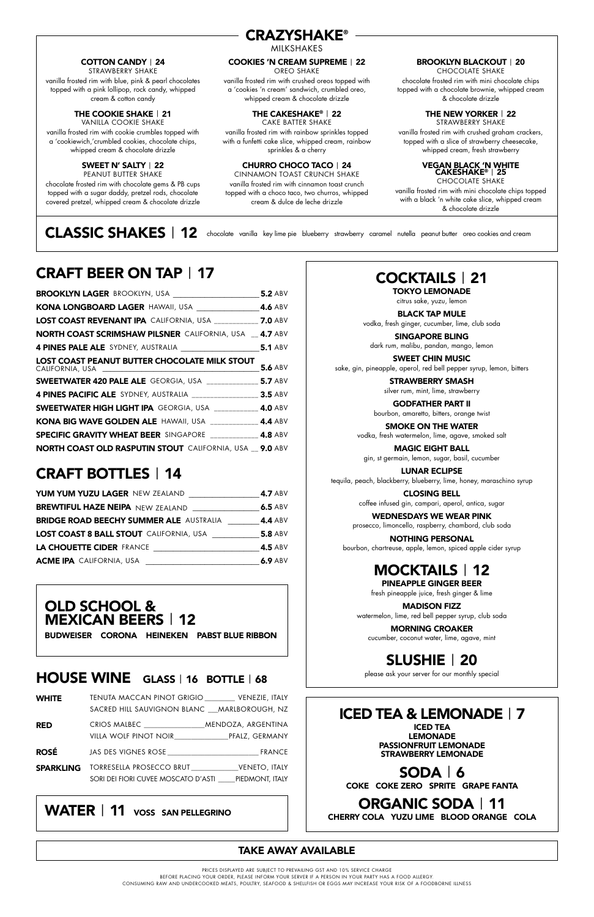# CRAZYSHAKE®

MILKSHAKES

**COTTON CANDY | 24**
STRAWBERRY SHAKE
vanilla frosted rim with blue, pink & pearl chocolates topped with a pink lollipop, rock candy, whipped cream & cotton candy

**THE COOKIE SHAKE | 21**
VANILLA COOKIE SHAKE
vanilla frosted rim with cookie crumbles topped with a 'cookiewich,'crumbled cookies, chocolate chips, whipped cream & chocolate drizzle

**SWEET N' SALTY | 22**
PEANUT BUTTER SHAKE
chocolate frosted rim with chocolate gems & PB cups topped with a sugar daddy, pretzel rods, chocolate covered pretzel, whipped cream & chocolate drizzle

**COOKIES 'N CREAM SUPREME | 22**
OREO SHAKE
vanilla frosted rim with crushed oreos topped with a 'cookies 'n cream' sandwich, crumbled oreo, whipped cream & chocolate drizzle

**THE CAKESHAKE® | 22**
CAKE BATTER SHAKE
vanilla frosted rim with rainbow sprinkles topped with a funfetti cake slice, whipped cream, rainbow sprinkles & a cherry

**CHURRO CHOCO TACO | 24**
CINNAMON TOAST CRUNCH SHAKE
vanilla frosted rim with cinnamon toast crunch topped with a choco taco, two churros, whipped cream & dulce de leche drizzle

**BROOKLYN BLACKOUT | 20**
CHOCOLATE SHAKE
chocolate frosted rim with mini chocolate chips topped with a chocolate brownie, whipped cream & chocolate drizzle

**THE NEW YORKER | 22**
STRAWBERRY SHAKE
vanilla frosted rim with crushed graham crackers, topped with a slice of strawberry cheesecake, whipped cream, fresh strawberry

**VEGAN BLACK 'N WHITE CAKESHAKE® | 25**
CHOCOLATE SHAKE
vanilla frosted rim with mini chocolate chips topped with a black 'n white cake slice, whipped cream & chocolate drizzle

## CLASSIC SHAKES | 12

chocolate vanilla key lime pie blueberry strawberry caramel nutella peanut butter oreo cookies and cream

## CRAFT BEER ON TAP | 17

| | |
|---|---|
| **BROOKLYN LAGER** BROOKLYN, USA | **5.2** ABV |
| **KONA LONGBOARD LAGER** HAWAII, USA | **4.6** ABV |
| **LOST COAST REVENANT IPA** CALIFORNIA, USA | **7.0** ABV |
| **NORTH COAST SCRIMSHAW PILSNER** CALIFORNIA, USA | **4.7** ABV |
| **4 PINES PALE ALE** SYDNEY, AUSTRALIA | **5.1** ABV |
| **LOST COAST PEANUT BUTTER CHOCOLATE MILK STOUT** CALIFORNIA, USA | **5.6** ABV |
| **SWEETWATER 420 PALE ALE** GEORGIA, USA | **5.7** ABV |
| **4 PINES PACIFIC ALE** SYDNEY, AUSTRALIA | **3.5** ABV |
| **SWEETWATER HIGH LIGHT IPA** GEORGIA, USA | **4.0** ABV |
| **KONA BIG WAVE GOLDEN ALE** HAWAII, USA | **4.4** ABV |
| **SPECIFIC GRAVITY WHEAT BEER** SINGAPORE | **4.8** ABV |
| **NORTH COAST OLD RASPUTIN STOUT** CALIFORNIA, USA | **9.0** ABV |

## CRAFT BOTTLES | 14

| | |
|---|---|
| **YUM YUM YUZU LAGER** NEW ZEALAND | **4.7** ABV |
| **BREWTIFUL HAZE NEIPA** NEW ZEALAND | **6.5** ABV |
| **BRIDGE ROAD BEECHY SUMMER ALE** AUSTRALIA | **4.4** ABV |
| **LOST COAST 8 BALL STOUT** CALIFORNIA, USA | **5.8** ABV |
| **LA CHOUETTE CIDER** FRANCE | **4.5** ABV |
| **ACME IPA** CALIFORNIA, USA | **6.9** ABV |

## OLD SCHOOL & MEXICAN BEERS | 12

**BUDWEISER CORONA HEINEKEN PABST BLUE RIBBON**

## HOUSE WINE GLASS | 16 BOTTLE | 68

| | | |
|---|---|---|
| **WHITE** | TENUTA MACCAN PINOT GRIGIO | VENEZIE, ITALY |
| | SACRED HILL SAUVIGNON BLANC | MARLBOROUGH, NZ |
| **RED** | CRIOS MALBEC | MENDOZA, ARGENTINA |
| | VILLA WOLF PINOT NOIR | PFALZ, GERMANY |
| **ROSÉ** | JAS DES VIGNES ROSE | FRANCE |
| **SPARKLING** | TORRESELLA PROSECCO BRUT | VENETO, ITALY |
| | SORI DEI FIORI CUVEE MOSCATO D'ASTI | PIEDMONT, ITALY |

## WATER | 11 VOSS SAN PELLEGRINO

## COCKTAILS | 21

**TOKYO LEMONADE**
citrus sake, yuzu, lemon

**BLACK TAP MULE**
vodka, fresh ginger, cucumber, lime, club soda

**SINGAPORE BLING**
dark rum, malibu, pandan, mango, lemon

**SWEET CHIN MUSIC**
sake, gin, pineapple, aperol, red bell pepper syrup, lemon, bitters

**STRAWBERRY SMASH**
silver rum, mint, lime, strawberry

**GODFATHER PART II**
bourbon, amaretto, bitters, orange twist

**SMOKE ON THE WATER**
vodka, fresh watermelon, lime, agave, smoked salt

**MAGIC EIGHT BALL**
gin, st germain, lemon, sugar, basil, cucumber

**LUNAR ECLIPSE**
tequila, peach, blackberry, blueberry, lime, honey, maraschino syrup

**CLOSING BELL**
coffee infused gin, campari, aperol, antica, sugar

**WEDNESDAYS WE WEAR PINK**
prosecco, limoncello, raspberry, chambord, club soda

**NOTHING PERSONAL**
bourbon, chartreuse, apple, lemon, spiced apple cider syrup

## MOCKTAILS | 12

**PINEAPPLE GINGER BEER**
fresh pineapple juice, fresh ginger & lime

**MADISON FIZZ**
watermelon, lime, red bell pepper syrup, club soda

**MORNING CROAKER**
cucumber, coconut water, lime, agave, mint

## SLUSHIE | 20

please ask your server for our monthly special

## ICED TEA & LEMONADE | 7

**ICED TEA**
**LEMONADE**
**PASSIONFRUIT LEMONADE**
**STRAWBERRY LEMONADE**

## SODA | 6

**COKE COKE ZERO SPRITE GRAPE FANTA**

## ORGANIC SODA | 11

**CHERRY COLA YUZU LIME BLOOD ORANGE COLA**

**TAKE AWAY AVAILABLE**

PRICES DISPLAYED ARE SUBJECT TO PREVAILING GST AND 10% SERVICE CHARGE
BEFORE PLACING YOUR ORDER, PLEASE INFORM YOUR SERVER IF A PERSON IN YOUR PARTY HAS A FOOD ALLERGY.
CONSUMING RAW AND UNDERCOOKED MEATS, POULTRY, SEAFOOD & SHELLFISH OR EGGS MAY INCREASE YOUR RISK OF A FOODBORNE ILLNESS